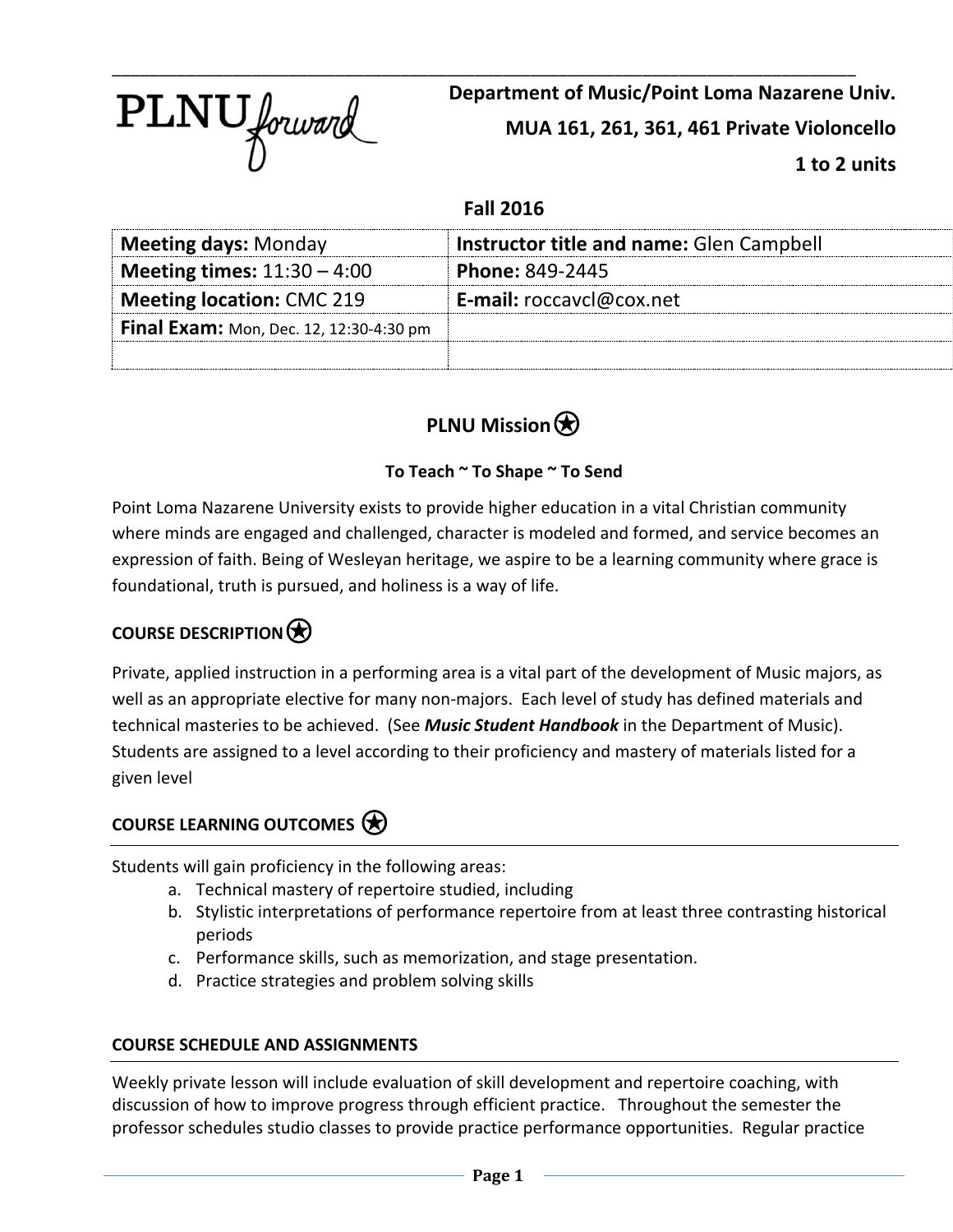PLNU forward

**Department of Music/Point Loma Nazarene Univ.**

**MUA 161, 261, 361, 461 Private Violoncello**

**1 to 2 units**

**Fall 2016**

| **Meeting days:** Monday | **Instructor title and name:** Glen Campbell |
|---|---|
| **Meeting times:** 11:30 – 4:00 | **Phone:** 849-2445 |
| **Meeting location:** CMC 219 | **E-mail:** roccavcl@cox.net |
| **Final Exam:** Mon, Dec. 12, 12:30-4:30 pm | |
| | |

## PLNU Mission

**To Teach ~ To Shape ~ To Send**

Point Loma Nazarene University exists to provide higher education in a vital Christian community where minds are engaged and challenged, character is modeled and formed, and service becomes an expression of faith. Being of Wesleyan heritage, we aspire to be a learning community where grace is foundational, truth is pursued, and holiness is a way of life.

## COURSE DESCRIPTION

Private, applied instruction in a performing area is a vital part of the development of Music majors, as well as an appropriate elective for many non-majors. Each level of study has defined materials and technical masteries to be achieved. (See ***Music Student Handbook*** in the Department of Music). Students are assigned to a level according to their proficiency and mastery of materials listed for a given level

## COURSE LEARNING OUTCOMES

Students will gain proficiency in the following areas:

a. Technical mastery of repertoire studied, including
b. Stylistic interpretations of performance repertoire from at least three contrasting historical periods
c. Performance skills, such as memorization, and stage presentation.
d. Practice strategies and problem solving skills

## COURSE SCHEDULE AND ASSIGNMENTS

Weekly private lesson will include evaluation of skill development and repertoire coaching, with discussion of how to improve progress through efficient practice. Throughout the semester the professor schedules studio classes to provide practice performance opportunities. Regular practice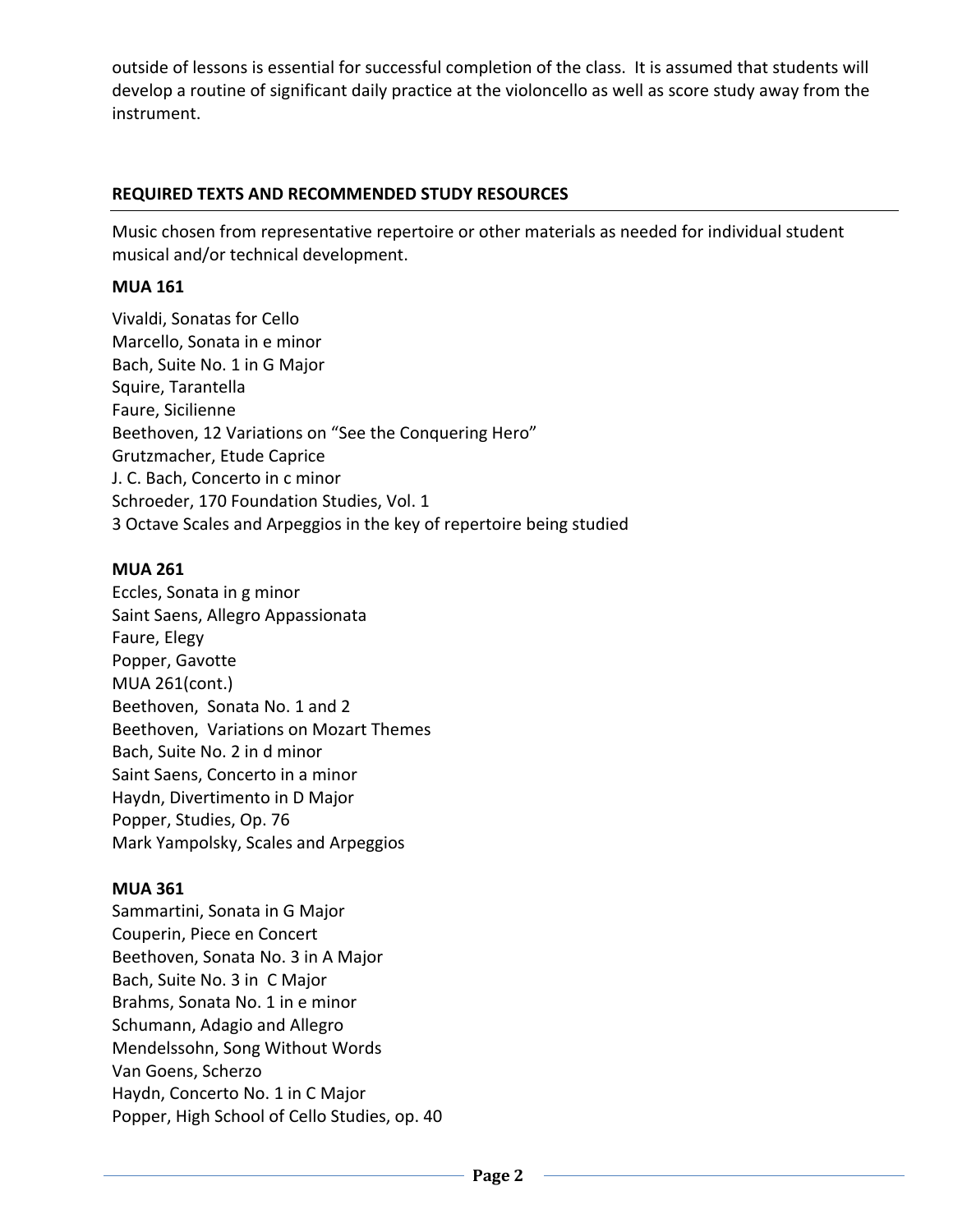outside of lessons is essential for successful completion of the class. It is assumed that students will develop a routine of significant daily practice at the violoncello as well as score study away from the instrument.

## REQUIRED TEXTS AND RECOMMENDED STUDY RESOURCES

Music chosen from representative repertoire or other materials as needed for individual student musical and/or technical development.

**MUA 161**

Vivaldi, Sonatas for Cello
Marcello, Sonata in e minor
Bach, Suite No. 1 in G Major
Squire, Tarantella
Faure, Sicilienne
Beethoven, 12 Variations on "See the Conquering Hero"
Grutzmacher, Etude Caprice
J. C. Bach, Concerto in c minor
Schroeder, 170 Foundation Studies, Vol. 1
3 Octave Scales and Arpeggios in the key of repertoire being studied

**MUA 261**

Eccles, Sonata in g minor
Saint Saens, Allegro Appassionata
Faure, Elegy
Popper, Gavotte
MUA 261(cont.)
Beethoven, Sonata No. 1 and 2
Beethoven, Variations on Mozart Themes
Bach, Suite No. 2 in d minor
Saint Saens, Concerto in a minor
Haydn, Divertimento in D Major
Popper, Studies, Op. 76
Mark Yampolsky, Scales and Arpeggios

**MUA 361**

Sammartini, Sonata in G Major
Couperin, Piece en Concert
Beethoven, Sonata No. 3 in A Major
Bach, Suite No. 3 in C Major
Brahms, Sonata No. 1 in e minor
Schumann, Adagio and Allegro
Mendelssohn, Song Without Words
Van Goens, Scherzo
Haydn, Concerto No. 1 in C Major
Popper, High School of Cello Studies, op. 40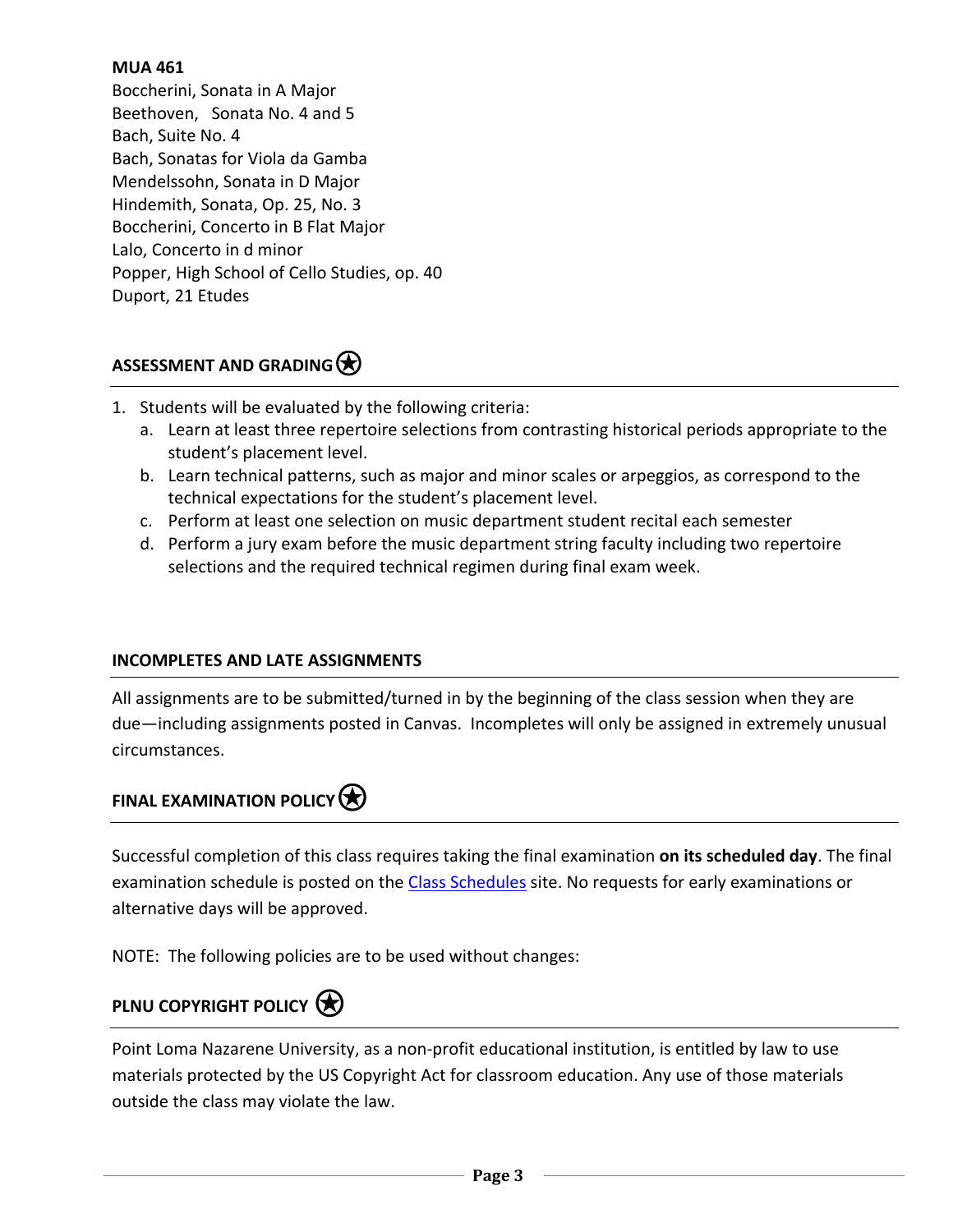**MUA 461**
Boccherini, Sonata in A Major
Beethoven,   Sonata No. 4 and 5
Bach, Suite No. 4
Bach, Sonatas for Viola da Gamba
Mendelssohn, Sonata in D Major
Hindemith, Sonata, Op. 25, No. 3
Boccherini, Concerto in B Flat Major
Lalo, Concerto in d minor
Popper, High School of Cello Studies, op. 40
Duport, 21 Etudes

## ASSESSMENT AND GRADING

1. Students will be evaluated by the following criteria:
   a. Learn at least three repertoire selections from contrasting historical periods appropriate to the student's placement level.
   b. Learn technical patterns, such as major and minor scales or arpeggios, as correspond to the technical expectations for the student's placement level.
   c. Perform at least one selection on music department student recital each semester
   d. Perform a jury exam before the music department string faculty including two repertoire selections and the required technical regimen during final exam week.

## INCOMPLETES AND LATE ASSIGNMENTS

All assignments are to be submitted/turned in by the beginning of the class session when they are due—including assignments posted in Canvas. Incompletes will only be assigned in extremely unusual circumstances.

## FINAL EXAMINATION POLICY

Successful completion of this class requires taking the final examination **on its scheduled day**. The final examination schedule is posted on the Class Schedules site. No requests for early examinations or alternative days will be approved.

NOTE: The following policies are to be used without changes:

## PLNU COPYRIGHT POLICY

Point Loma Nazarene University, as a non-profit educational institution, is entitled by law to use materials protected by the US Copyright Act for classroom education. Any use of those materials outside the class may violate the law.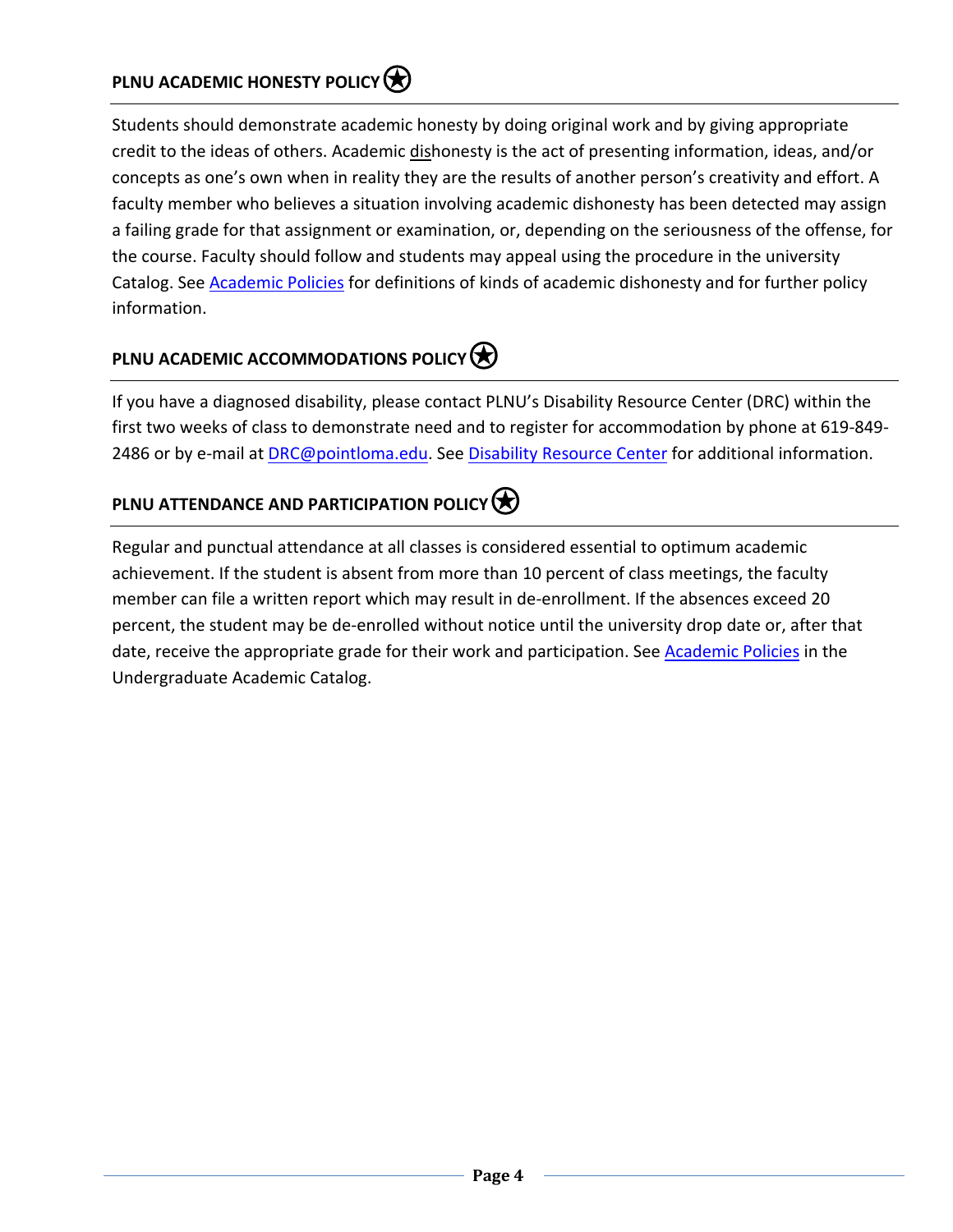## PLNU ACADEMIC HONESTY POLICY

Students should demonstrate academic honesty by doing original work and by giving appropriate credit to the ideas of others. Academic dishonesty is the act of presenting information, ideas, and/or concepts as one's own when in reality they are the results of another person's creativity and effort. A faculty member who believes a situation involving academic dishonesty has been detected may assign a failing grade for that assignment or examination, or, depending on the seriousness of the offense, for the course. Faculty should follow and students may appeal using the procedure in the university Catalog. See Academic Policies for definitions of kinds of academic dishonesty and for further policy information.

## PLNU ACADEMIC ACCOMMODATIONS POLICY

If you have a diagnosed disability, please contact PLNU's Disability Resource Center (DRC) within the first two weeks of class to demonstrate need and to register for accommodation by phone at 619-849-2486 or by e-mail at DRC@pointloma.edu. See Disability Resource Center for additional information.

## PLNU ATTENDANCE AND PARTICIPATION POLICY

Regular and punctual attendance at all classes is considered essential to optimum academic achievement. If the student is absent from more than 10 percent of class meetings, the faculty member can file a written report which may result in de-enrollment. If the absences exceed 20 percent, the student may be de-enrolled without notice until the university drop date or, after that date, receive the appropriate grade for their work and participation. See Academic Policies in the Undergraduate Academic Catalog.